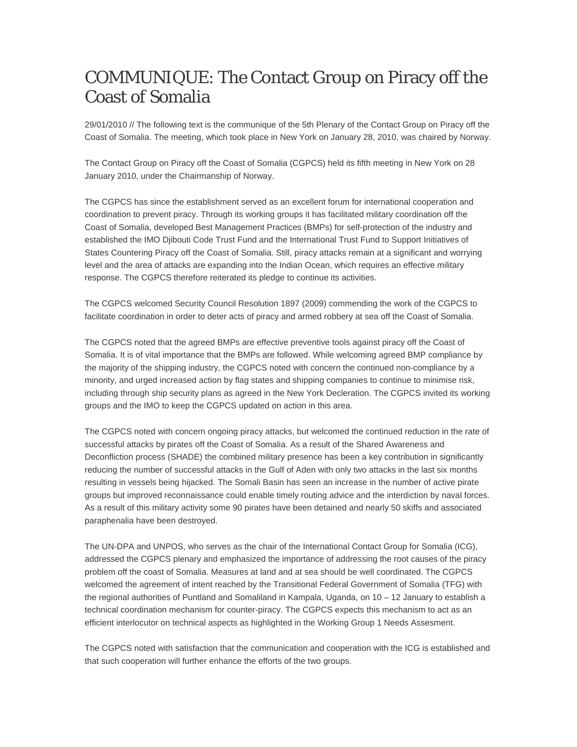# COMMUNIQUE: The Contact Group on Piracy off the Coast of Somalia

29/01/2010 // The following text is the communique of the 5th Plenary of the Contact Group on Piracy off the Coast of Somalia. The meeting, which took place in New York on January 28, 2010, was chaired by Norway.

The Contact Group on Piracy off the Coast of Somalia (CGPCS) held its fifth meeting in New York on 28 January 2010, under the Chairmanship of Norway.

The CGPCS has since the establishment served as an excellent forum for international cooperation and coordination to prevent piracy. Through its working groups it has facilitated military coordination off the Coast of Somalia, developed Best Management Practices (BMPs) for self-protection of the industry and established the IMO Djibouti Code Trust Fund and the International Trust Fund to Support Initiatives of States Countering Piracy off the Coast of Somalia. Still, piracy attacks remain at a significant and worrying level and the area of attacks are expanding into the Indian Ocean, which requires an effective military response. The CGPCS therefore reiterated its pledge to continue its activities.

The CGPCS welcomed Security Council Resolution 1897 (2009) commending the work of the CGPCS to facilitate coordination in order to deter acts of piracy and armed robbery at sea off the Coast of Somalia.

The CGPCS noted that the agreed BMPs are effective preventive tools against piracy off the Coast of Somalia. It is of vital importance that the BMPs are followed. While welcoming agreed BMP compliance by the majority of the shipping industry, the CGPCS noted with concern the continued non-compliance by a minority, and urged increased action by flag states and shipping companies to continue to minimise risk, including through ship security plans as agreed in the New York Decleration. The CGPCS invited its working groups and the IMO to keep the CGPCS updated on action in this area.

The CGPCS noted with concern ongoing piracy attacks, but welcomed the continued reduction in the rate of successful attacks by pirates off the Coast of Somalia. As a result of the Shared Awareness and Deconfliction process (SHADE) the combined military presence has been a key contribution in significantly reducing the number of successful attacks in the Gulf of Aden with only two attacks in the last six months resulting in vessels being hijacked. The Somali Basin has seen an increase in the number of active pirate groups but improved reconnaissance could enable timely routing advice and the interdiction by naval forces. As a result of this military activity some 90 pirates have been detained and nearly 50 skiffs and associated paraphenalia have been destroyed.

The UN-DPA and UNPOS, who serves as the chair of the International Contact Group for Somalia (ICG), addressed the CGPCS plenary and emphasized the importance of addressing the root causes of the piracy problem off the coast of Somalia. Measures at land and at sea should be well coordinated. The CGPCS welcomed the agreement of intent reached by the Transitional Federal Government of Somalia (TFG) with the regional authorities of Puntland and Somaliland in Kampala, Uganda, on 10 – 12 January to establish a technical coordination mechanism for counter-piracy. The CGPCS expects this mechanism to act as an efficient interlocutor on technical aspects as highlighted in the Working Group 1 Needs Assesment.

The CGPCS noted with satisfaction that the communication and cooperation with the ICG is established and that such cooperation will further enhance the efforts of the two groups.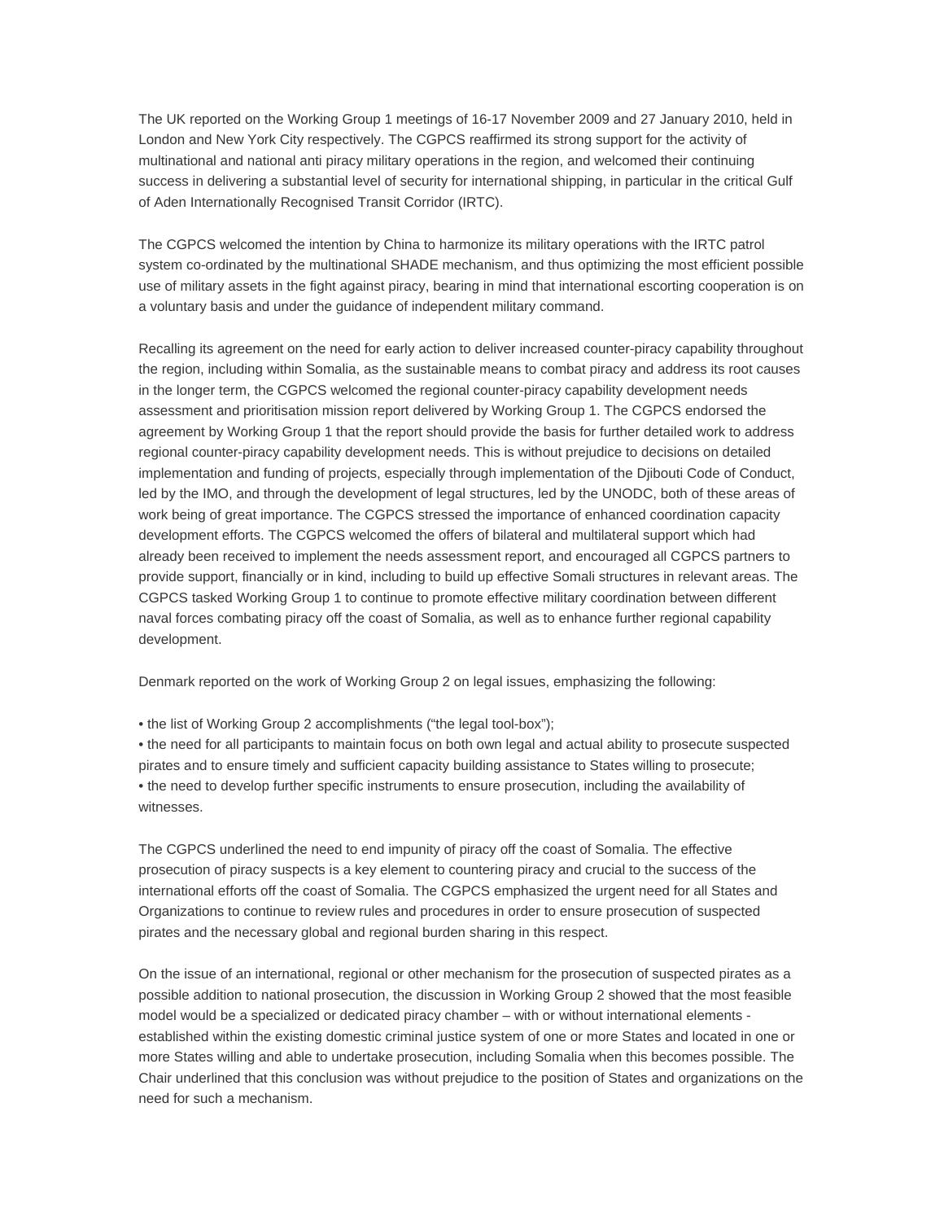The UK reported on the Working Group 1 meetings of 16-17 November 2009 and 27 January 2010, held in London and New York City respectively. The CGPCS reaffirmed its strong support for the activity of multinational and national anti piracy military operations in the region, and welcomed their continuing success in delivering a substantial level of security for international shipping, in particular in the critical Gulf of Aden Internationally Recognised Transit Corridor (IRTC).

The CGPCS welcomed the intention by China to harmonize its military operations with the IRTC patrol system co-ordinated by the multinational SHADE mechanism, and thus optimizing the most efficient possible use of military assets in the fight against piracy, bearing in mind that international escorting cooperation is on a voluntary basis and under the guidance of independent military command.

Recalling its agreement on the need for early action to deliver increased counter-piracy capability throughout the region, including within Somalia, as the sustainable means to combat piracy and address its root causes in the longer term, the CGPCS welcomed the regional counter-piracy capability development needs assessment and prioritisation mission report delivered by Working Group 1. The CGPCS endorsed the agreement by Working Group 1 that the report should provide the basis for further detailed work to address regional counter-piracy capability development needs. This is without prejudice to decisions on detailed implementation and funding of projects, especially through implementation of the Djibouti Code of Conduct, led by the IMO, and through the development of legal structures, led by the UNODC, both of these areas of work being of great importance. The CGPCS stressed the importance of enhanced coordination capacity development efforts. The CGPCS welcomed the offers of bilateral and multilateral support which had already been received to implement the needs assessment report, and encouraged all CGPCS partners to provide support, financially or in kind, including to build up effective Somali structures in relevant areas. The CGPCS tasked Working Group 1 to continue to promote effective military coordination between different naval forces combating piracy off the coast of Somalia, as well as to enhance further regional capability development.

Denmark reported on the work of Working Group 2 on legal issues, emphasizing the following:

- the list of Working Group 2 accomplishments ("the legal tool-box");
- the need for all participants to maintain focus on both own legal and actual ability to prosecute suspected pirates and to ensure timely and sufficient capacity building assistance to States willing to prosecute;
- the need to develop further specific instruments to ensure prosecution, including the availability of witnesses.

The CGPCS underlined the need to end impunity of piracy off the coast of Somalia. The effective prosecution of piracy suspects is a key element to countering piracy and crucial to the success of the international efforts off the coast of Somalia. The CGPCS emphasized the urgent need for all States and Organizations to continue to review rules and procedures in order to ensure prosecution of suspected pirates and the necessary global and regional burden sharing in this respect.

On the issue of an international, regional or other mechanism for the prosecution of suspected pirates as a possible addition to national prosecution, the discussion in Working Group 2 showed that the most feasible model would be a specialized or dedicated piracy chamber – with or without international elements - established within the existing domestic criminal justice system of one or more States and located in one or more States willing and able to undertake prosecution, including Somalia when this becomes possible. The Chair underlined that this conclusion was without prejudice to the position of States and organizations on the need for such a mechanism.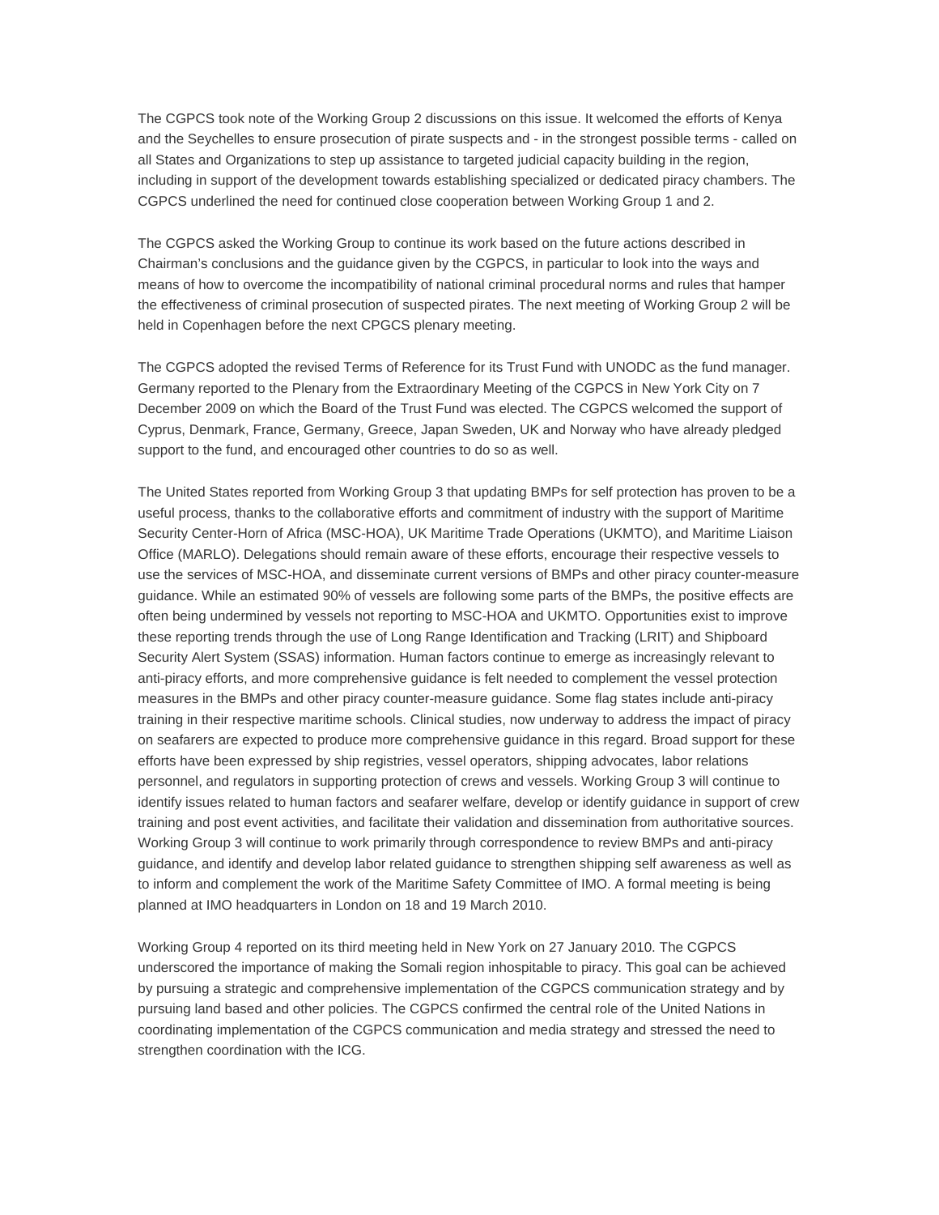The CGPCS took note of the Working Group 2 discussions on this issue. It welcomed the efforts of Kenya and the Seychelles to ensure prosecution of pirate suspects and - in the strongest possible terms - called on all States and Organizations to step up assistance to targeted judicial capacity building in the region, including in support of the development towards establishing specialized or dedicated piracy chambers. The CGPCS underlined the need for continued close cooperation between Working Group 1 and 2.

The CGPCS asked the Working Group to continue its work based on the future actions described in Chairman's conclusions and the guidance given by the CGPCS, in particular to look into the ways and means of how to overcome the incompatibility of national criminal procedural norms and rules that hamper the effectiveness of criminal prosecution of suspected pirates. The next meeting of Working Group 2 will be held in Copenhagen before the next CPGCS plenary meeting.

The CGPCS adopted the revised Terms of Reference for its Trust Fund with UNODC as the fund manager. Germany reported to the Plenary from the Extraordinary Meeting of the CGPCS in New York City on 7 December 2009 on which the Board of the Trust Fund was elected. The CGPCS welcomed the support of Cyprus, Denmark, France, Germany, Greece, Japan Sweden, UK and Norway who have already pledged support to the fund, and encouraged other countries to do so as well.

The United States reported from Working Group 3 that updating BMPs for self protection has proven to be a useful process, thanks to the collaborative efforts and commitment of industry with the support of Maritime Security Center-Horn of Africa (MSC-HOA), UK Maritime Trade Operations (UKMTO), and Maritime Liaison Office (MARLO). Delegations should remain aware of these efforts, encourage their respective vessels to use the services of MSC-HOA, and disseminate current versions of BMPs and other piracy counter-measure guidance. While an estimated 90% of vessels are following some parts of the BMPs, the positive effects are often being undermined by vessels not reporting to MSC-HOA and UKMTO. Opportunities exist to improve these reporting trends through the use of Long Range Identification and Tracking (LRIT) and Shipboard Security Alert System (SSAS) information. Human factors continue to emerge as increasingly relevant to anti-piracy efforts, and more comprehensive guidance is felt needed to complement the vessel protection measures in the BMPs and other piracy counter-measure guidance. Some flag states include anti-piracy training in their respective maritime schools. Clinical studies, now underway to address the impact of piracy on seafarers are expected to produce more comprehensive guidance in this regard. Broad support for these efforts have been expressed by ship registries, vessel operators, shipping advocates, labor relations personnel, and regulators in supporting protection of crews and vessels. Working Group 3 will continue to identify issues related to human factors and seafarer welfare, develop or identify guidance in support of crew training and post event activities, and facilitate their validation and dissemination from authoritative sources. Working Group 3 will continue to work primarily through correspondence to review BMPs and anti-piracy guidance, and identify and develop labor related guidance to strengthen shipping self awareness as well as to inform and complement the work of the Maritime Safety Committee of IMO. A formal meeting is being planned at IMO headquarters in London on 18 and 19 March 2010.

Working Group 4 reported on its third meeting held in New York on 27 January 2010. The CGPCS underscored the importance of making the Somali region inhospitable to piracy. This goal can be achieved by pursuing a strategic and comprehensive implementation of the CGPCS communication strategy and by pursuing land based and other policies. The CGPCS confirmed the central role of the United Nations in coordinating implementation of the CGPCS communication and media strategy and stressed the need to strengthen coordination with the ICG.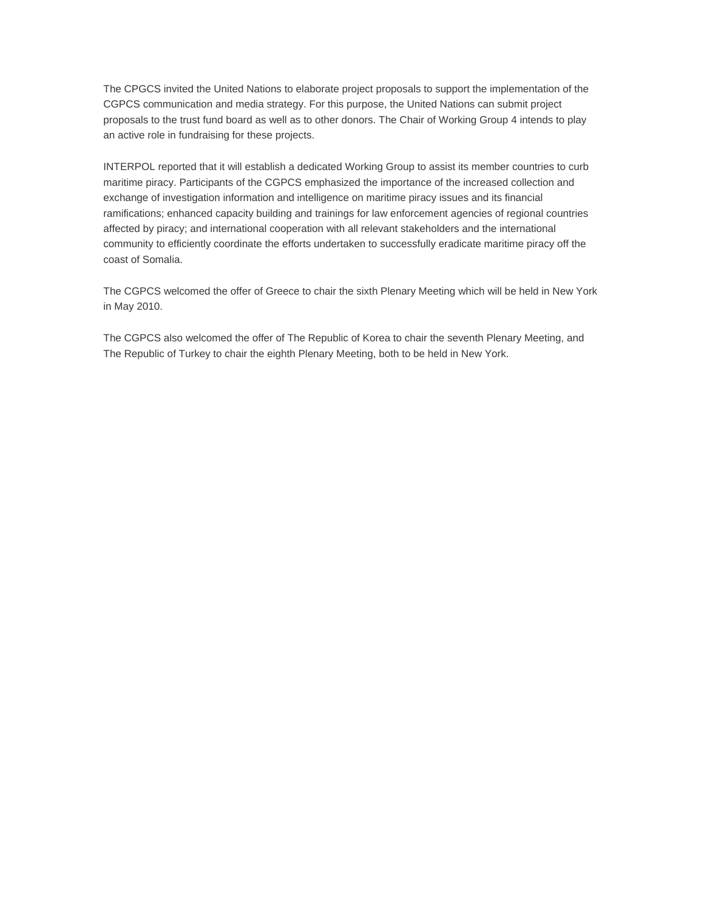The CPGCS invited the United Nations to elaborate project proposals to support the implementation of the CGPCS communication and media strategy. For this purpose, the United Nations can submit project proposals to the trust fund board as well as to other donors. The Chair of Working Group 4 intends to play an active role in fundraising for these projects.

INTERPOL reported that it will establish a dedicated Working Group to assist its member countries to curb maritime piracy. Participants of the CGPCS emphasized the importance of the increased collection and exchange of investigation information and intelligence on maritime piracy issues and its financial ramifications; enhanced capacity building and trainings for law enforcement agencies of regional countries affected by piracy; and international cooperation with all relevant stakeholders and the international community to efficiently coordinate the efforts undertaken to successfully eradicate maritime piracy off the coast of Somalia.

The CGPCS welcomed the offer of Greece to chair the sixth Plenary Meeting which will be held in New York in May 2010.

The CGPCS also welcomed the offer of The Republic of Korea to chair the seventh Plenary Meeting, and The Republic of Turkey to chair the eighth Plenary Meeting, both to be held in New York.